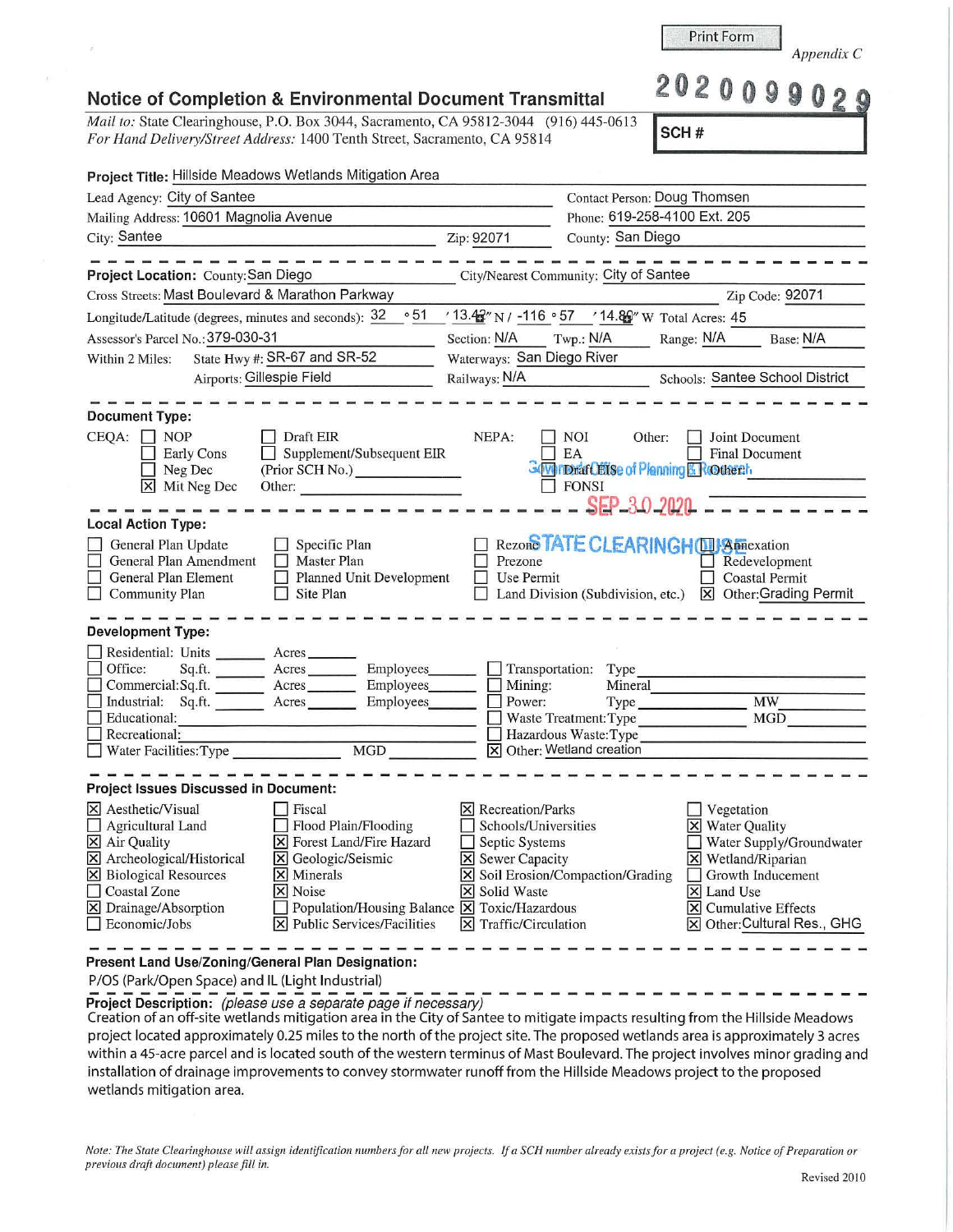Print Form

*Appendix C*

# Notice of Completion & Environmental Document Transmittal

2020099029

*Mail to:* State Clearinghouse, P.O. Box 3044, Sacramento, CA 95812-3044 (916) 445-0613
*For Hand Delivery/Street Address:* 1400 Tenth Street, Sacramento, CA 95814

**SCH #**

**Project Title:** Hillside Meadows Wetlands Mitigation Area

Lead Agency: City of Santee — Contact Person: Doug Thomsen
Mailing Address: 10601 Magnolia Avenue — Phone: 619-258-4100 Ext. 205
City: Santee — Zip: 92071 — County: San Diego

**Project Location:** County: San Diego — City/Nearest Community: City of Santee
Cross Streets: Mast Boulevard & Marathon Parkway — Zip Code: 92071
Longitude/Latitude (degrees, minutes and seconds): 32 ° 51 ′ 13.42″ N / -116 ° 57 ′ 14.86″ W Total Acres: 45
Assessor's Parcel No.: 379-030-31 — Section: N/A Twp.: N/A Range: N/A Base: N/A
Within 2 Miles: State Hwy #: SR-67 and SR-52 — Waterways: San Diego River
Airports: Gillespie Field — Railways: N/A — Schools: Santee School District

**Document Type:**

CEQA: ☐ NOP ☐ Early Cons ☐ Neg Dec ☒ Mit Neg Dec ☐ Draft EIR ☐ Supplement/Subsequent EIR (Prior SCH No.) ____ Other: ____

NEPA: ☐ NOI ☐ EA ☐ Draft EIS ☐ FONSI

Other: ☐ Joint Document ☐ Final Document ☐ Other: ____

Governor's Office of Planning & Research
SEP 30 2020
STATE CLEARINGHOUSE

**Local Action Type:**

☐ General Plan Update ☐ General Plan Amendment ☐ General Plan Element ☐ Community Plan ☐ Specific Plan ☐ Master Plan ☐ Planned Unit Development ☐ Site Plan ☐ Rezone ☐ Prezone ☐ Use Permit ☐ Land Division (Subdivision, etc.) ☐ Annexation ☐ Redevelopment ☐ Coastal Permit ☒ Other: Grading Permit

**Development Type:**

☐ Residential: Units ____ Acres ____
☐ Office: Sq.ft. ____ Acres ____ Employees ____
☐ Commercial: Sq.ft. ____ Acres ____ Employees ____
☐ Industrial: Sq.ft. ____ Acres ____ Employees ____
☐ Educational: ____
☐ Recreational: ____
☐ Water Facilities: Type ____ MGD ____
☐ Transportation: Type ____
☐ Mining: Mineral ____
☐ Power: Type ____ MW ____
☐ Waste Treatment: Type ____ MGD ____
☐ Hazardous Waste: Type ____
☒ Other: Wetland creation

**Project Issues Discussed in Document:**

☒ Aesthetic/Visual ☐ Agricultural Land ☒ Air Quality ☒ Archeological/Historical ☒ Biological Resources ☐ Coastal Zone ☒ Drainage/Absorption ☐ Economic/Jobs ☐ Fiscal ☐ Flood Plain/Flooding ☒ Forest Land/Fire Hazard ☒ Geologic/Seismic ☒ Minerals ☒ Noise ☐ Population/Housing Balance ☒ Public Services/Facilities ☒ Recreation/Parks ☐ Schools/Universities ☐ Septic Systems ☒ Sewer Capacity ☒ Soil Erosion/Compaction/Grading ☒ Solid Waste ☒ Toxic/Hazardous ☒ Traffic/Circulation ☐ Vegetation ☒ Water Quality ☐ Water Supply/Groundwater ☒ Wetland/Riparian ☐ Growth Inducement ☒ Land Use ☒ Cumulative Effects ☒ Other: Cultural Res., GHG

**Present Land Use/Zoning/General Plan Designation:**

P/OS (Park/Open Space) and IL (Light Industrial)

**Project Description:** *(please use a separate page if necessary)*

Creation of an off-site wetlands mitigation area in the City of Santee to mitigate impacts resulting from the Hillside Meadows project located approximately 0.25 miles to the north of the project site. The proposed wetlands area is approximately 3 acres within a 45-acre parcel and is located south of the western terminus of Mast Boulevard. The project involves minor grading and installation of drainage improvements to convey stormwater runoff from the Hillside Meadows project to the proposed wetlands mitigation area.

*Note: The State Clearinghouse will assign identification numbers for all new projects. If a SCH number already exists for a project (e.g. Notice of Preparation or previous draft document) please fill in.*

Revised 2010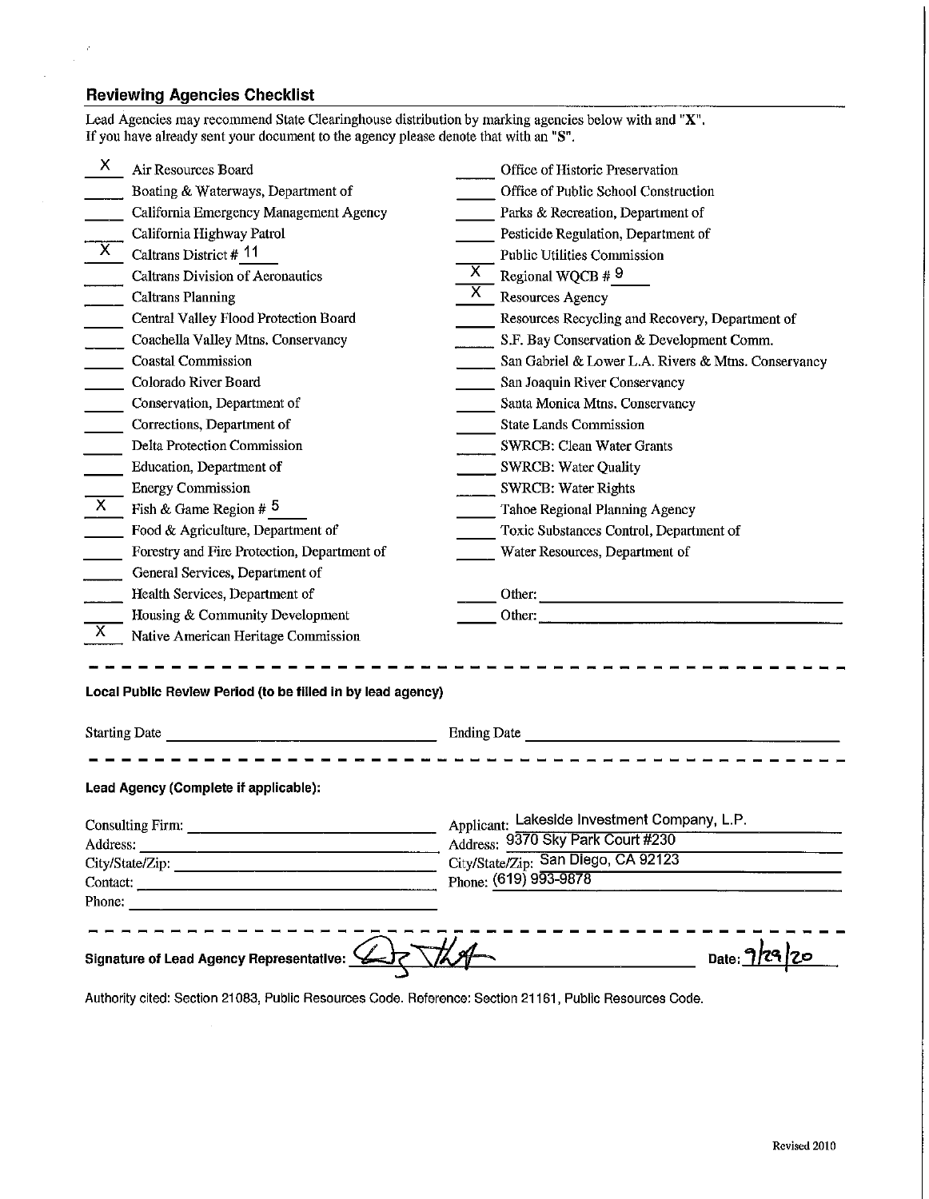## Reviewing Agencies Checklist

Lead Agencies may recommend State Clearinghouse distribution by marking agencies below with and "X".
If you have already sent your document to the agency please denote that with an "S".

| | | | |
|---|---|---|---|
| X | Air Resources Board | | Office of Historic Preservation |
| | Boating & Waterways, Department of | | Office of Public School Construction |
| | California Emergency Management Agency | | Parks & Recreation, Department of |
| | California Highway Patrol | | Pesticide Regulation, Department of |
| X | Caltrans District # 11 | | Public Utilities Commission |
| | Caltrans Division of Aeronautics | X | Regional WQCB # 9 |
| | Caltrans Planning | X | Resources Agency |
| | Central Valley Flood Protection Board | | Resources Recycling and Recovery, Department of |
| | Coachella Valley Mtns. Conservancy | | S.F. Bay Conservation & Development Comm. |
| | Coastal Commission | | San Gabriel & Lower L.A. Rivers & Mtns. Conservancy |
| | Colorado River Board | | San Joaquin River Conservancy |
| | Conservation, Department of | | Santa Monica Mtns. Conservancy |
| | Corrections, Department of | | State Lands Commission |
| | Delta Protection Commission | | SWRCB: Clean Water Grants |
| | Education, Department of | | SWRCB: Water Quality |
| | Energy Commission | | SWRCB: Water Rights |
| X | Fish & Game Region # 5 | | Tahoe Regional Planning Agency |
| | Food & Agriculture, Department of | | Toxic Substances Control, Department of |
| | Forestry and Fire Protection, Department of | | Water Resources, Department of |
| | General Services, Department of | | |
| | Health Services, Department of | | Other: |
| | Housing & Community Development | | Other: |
| X | Native American Heritage Commission | | |

---

**Local Public Review Period (to be filled in by lead agency)**

Starting Date ____________ Ending Date ____________

---

**Lead Agency (Complete if applicable):**

| | |
|---|---|
| Consulting Firm: | Applicant: Lakeside Investment Company, L.P. |
| Address: | Address: 9370 Sky Park Court #230 |
| City/State/Zip: | City/State/Zip: San Diego, CA 92123 |
| Contact: | Phone: (619) 993-9878 |
| Phone: | |

---

**Signature of Lead Agency Representative:** [signature] **Date:** 9/29/20

Authority cited: Section 21083, Public Resources Code. Reference: Section 21161, Public Resources Code.

Revised 2010